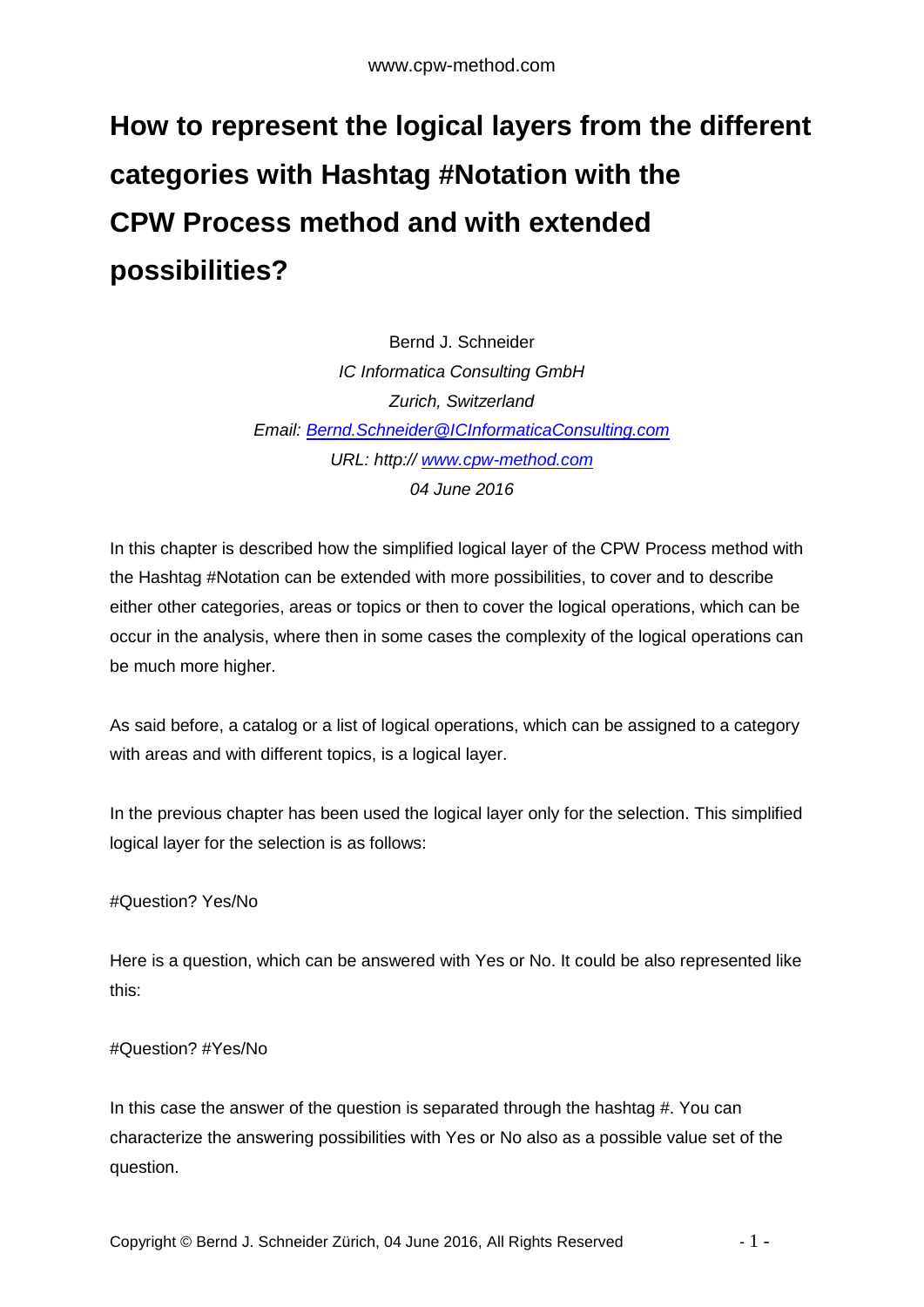# How to represent the logical layers from the different categories with Hashtag #Notation with the CPW Process method and with extended possibilities?

Bernd J. Schneider  
*IC Informatica Consulting GmbH*  
*Zurich, Switzerland*  
*Email: Bernd.Schneider@ICInformaticaConsulting.com*  
*URL: http:// www.cpw-method.com*  
*04 June 2016*

In this chapter is described how the simplified logical layer of the CPW Process method with the Hashtag #Notation can be extended with more possibilities, to cover and to describe either other categories, areas or topics or then to cover the logical operations, which can be occur in the analysis, where then in some cases the complexity of the logical operations can be much more higher.

As said before, a catalog or a list of logical operations, which can be assigned to a category with areas and with different topics, is a logical layer.

In the previous chapter has been used the logical layer only for the selection. This simplified logical layer for the selection is as follows:

#Question? Yes/No

Here is a question, which can be answered with Yes or No. It could be also represented like this:

#Question? #Yes/No

In this case the answer of the question is separated through the hashtag #. You can characterize the answering possibilities with Yes or No also as a possible value set of the question.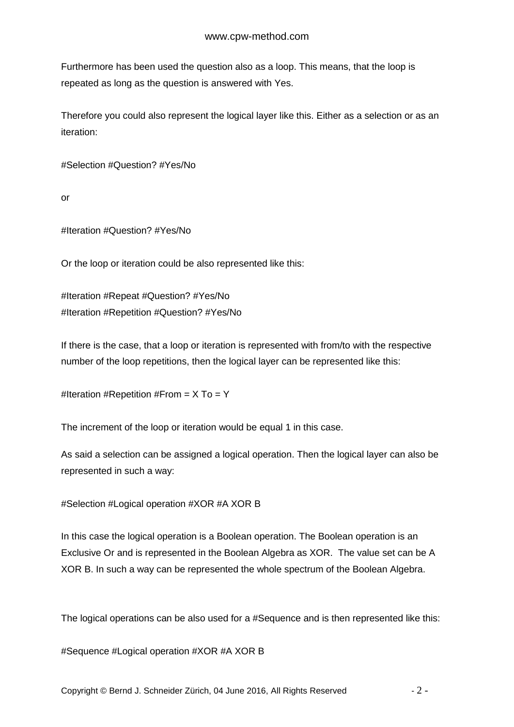Furthermore has been used the question also as a loop. This means, that the loop is repeated as long as the question is answered with Yes.

Therefore you could also represent the logical layer like this. Either as a selection or as an iteration:

#Selection #Question? #Yes/No

or

#Iteration #Question? #Yes/No

Or the loop or iteration could be also represented like this:

#Iteration #Repeat #Question? #Yes/No
#Iteration #Repetition #Question? #Yes/No

If there is the case, that a loop or iteration is represented with from/to with the respective number of the loop repetitions, then the logical layer can be represented like this:

#Iteration #Repetition #From = X To = Y

The increment of the loop or iteration would be equal 1 in this case.

As said a selection can be assigned a logical operation. Then the logical layer can also be represented in such a way:

#Selection #Logical operation #XOR #A XOR B

In this case the logical operation is a Boolean operation. The Boolean operation is an Exclusive Or and is represented in the Boolean Algebra as XOR. The value set can be A XOR B. In such a way can be represented the whole spectrum of the Boolean Algebra.

The logical operations can be also used for a #Sequence and is then represented like this:

#Sequence #Logical operation #XOR #A XOR B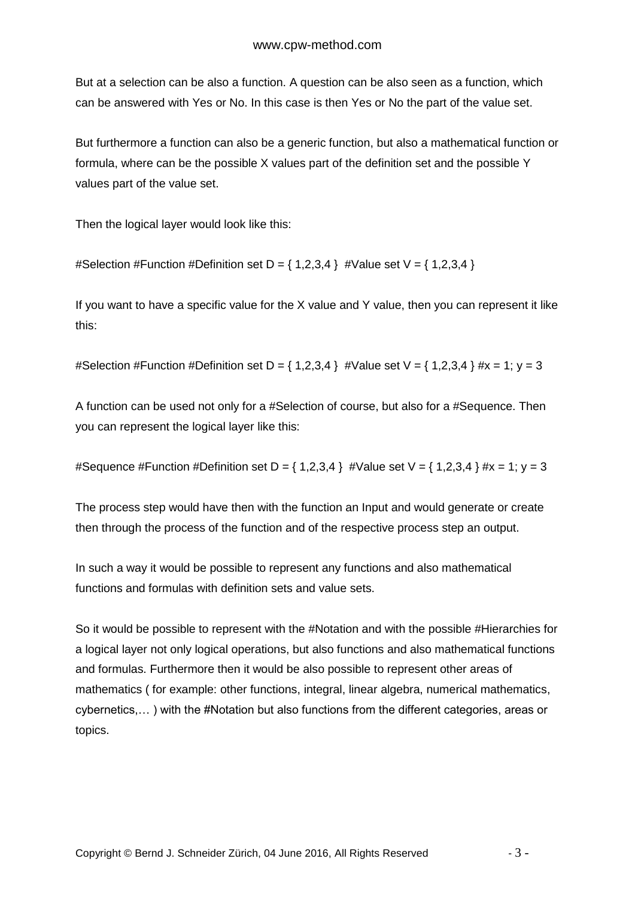But at a selection can be also a function. A question can be also seen as a function, which can be answered with Yes or No. In this case is then Yes or No the part of the value set.

But furthermore a function can also be a generic function, but also a mathematical function or formula, where can be the possible X values part of the definition set and the possible Y values part of the value set.

Then the logical layer would look like this:

#Selection #Function #Definition set D = { 1,2,3,4 }  #Value set V = { 1,2,3,4 }

If you want to have a specific value for the X value and Y value, then you can represent it like this:

#Selection #Function #Definition set D = { 1,2,3,4 }  #Value set V = { 1,2,3,4 } #x = 1; y = 3

A function can be used not only for a #Selection of course, but also for a #Sequence. Then you can represent the logical layer like this:

#Sequence #Function #Definition set D = { 1,2,3,4 }  #Value set V = { 1,2,3,4 } #x = 1; y = 3

The process step would have then with the function an Input and would generate or create then through the process of the function and of the respective process step an output.

In such a way it would be possible to represent any functions and also mathematical functions and formulas with definition sets and value sets.

So it would be possible to represent with the #Notation and with the possible #Hierarchies for a logical layer not only logical operations, but also functions and also mathematical functions and formulas. Furthermore then it would be also possible to represent other areas of mathematics ( for example: other functions, integral, linear algebra, numerical mathematics, cybernetics,… ) with the #Notation but also functions from the different categories, areas or topics.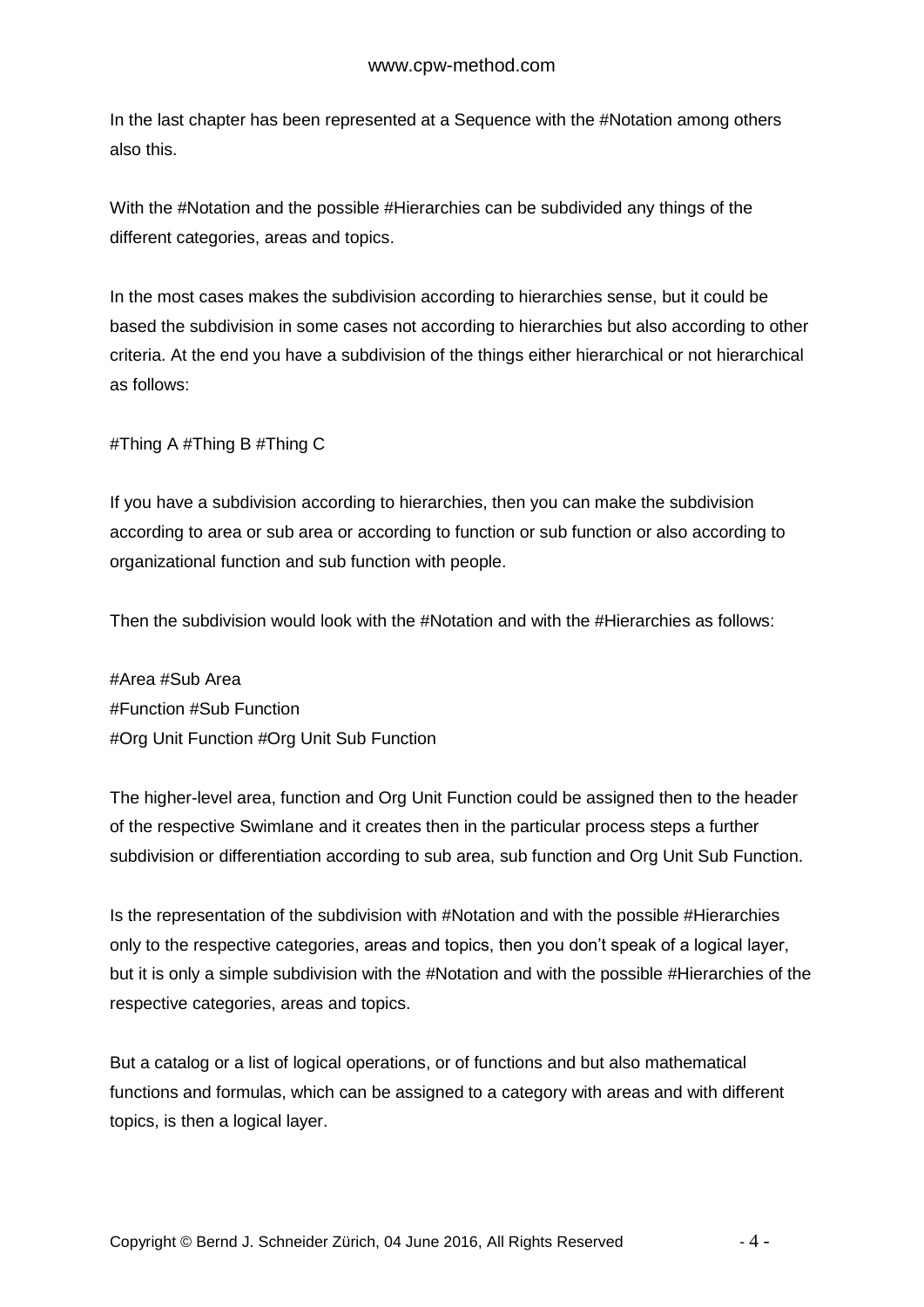In the last chapter has been represented at a Sequence with the #Notation among others also this.

With the #Notation and the possible #Hierarchies can be subdivided any things of the different categories, areas and topics.

In the most cases makes the subdivision according to hierarchies sense, but it could be based the subdivision in some cases not according to hierarchies but also according to other criteria. At the end you have a subdivision of the things either hierarchical or not hierarchical as follows:

#Thing A #Thing B #Thing C

If you have a subdivision according to hierarchies, then you can make the subdivision according to area or sub area or according to function or sub function or also according to organizational function and sub function with people.

Then the subdivision would look with the #Notation and with the #Hierarchies as follows:

#Area #Sub Area
#Function #Sub Function
#Org Unit Function #Org Unit Sub Function

The higher-level area, function and Org Unit Function could be assigned then to the header of the respective Swimlane and it creates then in the particular process steps a further subdivision or differentiation according to sub area, sub function and Org Unit Sub Function.

Is the representation of the subdivision with #Notation and with the possible #Hierarchies only to the respective categories, areas and topics, then you don't speak of a logical layer, but it is only a simple subdivision with the #Notation and with the possible #Hierarchies of the respective categories, areas and topics.

But a catalog or a list of logical operations, or of functions and but also mathematical functions and formulas, which can be assigned to a category with areas and with different topics, is then a logical layer.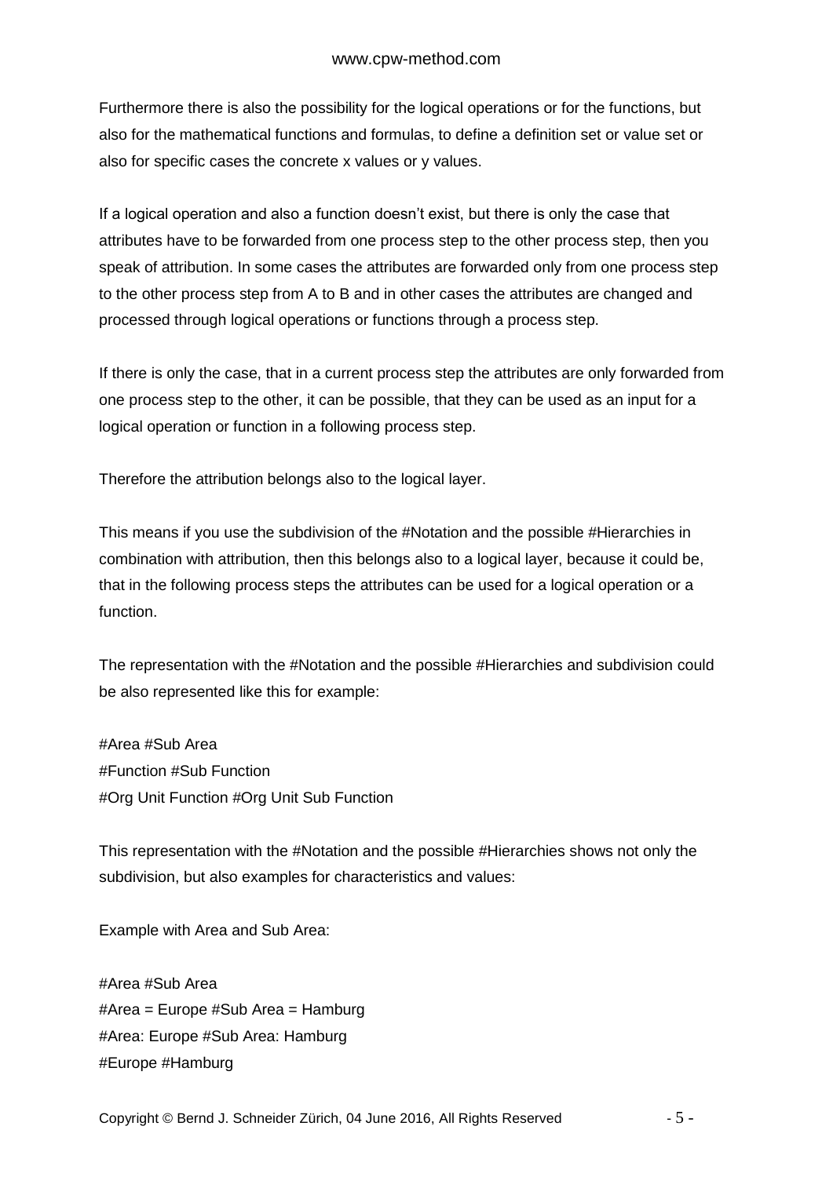Furthermore there is also the possibility for the logical operations or for the functions, but also for the mathematical functions and formulas, to define a definition set or value set or also for specific cases the concrete x values or y values.

If a logical operation and also a function doesn't exist, but there is only the case that attributes have to be forwarded from one process step to the other process step, then you speak of attribution. In some cases the attributes are forwarded only from one process step to the other process step from A to B and in other cases the attributes are changed and processed through logical operations or functions through a process step.

If there is only the case, that in a current process step the attributes are only forwarded from one process step to the other, it can be possible, that they can be used as an input for a logical operation or function in a following process step.

Therefore the attribution belongs also to the logical layer.

This means if you use the subdivision of the #Notation and the possible #Hierarchies in combination with attribution, then this belongs also to a logical layer, because it could be, that in the following process steps the attributes can be used for a logical operation or a function.

The representation with the #Notation and the possible #Hierarchies and subdivision could be also represented like this for example:

#Area #Sub Area
#Function #Sub Function
#Org Unit Function #Org Unit Sub Function

This representation with the #Notation and the possible #Hierarchies shows not only the subdivision, but also examples for characteristics and values:

Example with Area and Sub Area:

#Area #Sub Area
#Area = Europe #Sub Area = Hamburg
#Area: Europe #Sub Area: Hamburg
#Europe #Hamburg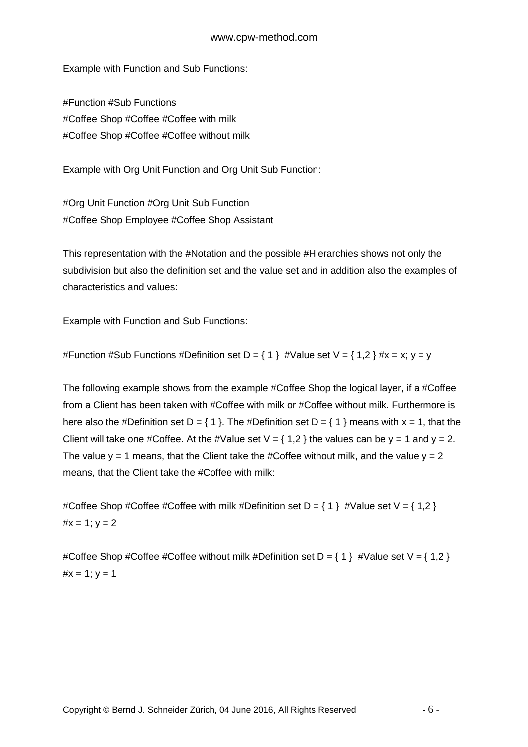Example with Function and Sub Functions:

#Function #Sub Functions
#Coffee Shop #Coffee #Coffee with milk
#Coffee Shop #Coffee #Coffee without milk

Example with Org Unit Function and Org Unit Sub Function:

#Org Unit Function #Org Unit Sub Function
#Coffee Shop Employee #Coffee Shop Assistant

This representation with the #Notation and the possible #Hierarchies shows not only the subdivision but also the definition set and the value set and in addition also the examples of characteristics and values:

Example with Function and Sub Functions:

#Function #Sub Functions #Definition set D = { 1 } #Value set V = { 1,2 } #x = x; y = y

The following example shows from the example #Coffee Shop the logical layer, if a #Coffee from a Client has been taken with #Coffee with milk or #Coffee without milk. Furthermore is here also the #Definition set $D = \{ 1 \}$. The #Definition set $D = \{ 1 \}$ means with $x = 1$, that the Client will take one #Coffee. At the #Value set $V = \{ 1,2 \}$ the values can be $y = 1$ and $y = 2$. The value $y = 1$ means, that the Client take the #Coffee without milk, and the value $y = 2$ means, that the Client take the #Coffee with milk:

#Coffee Shop #Coffee #Coffee with milk #Definition set D = { 1 } #Value set V = { 1,2 } #x = 1; y = 2

#Coffee Shop #Coffee #Coffee without milk #Definition set D = { 1 } #Value set V = { 1,2 } #x = 1; y = 1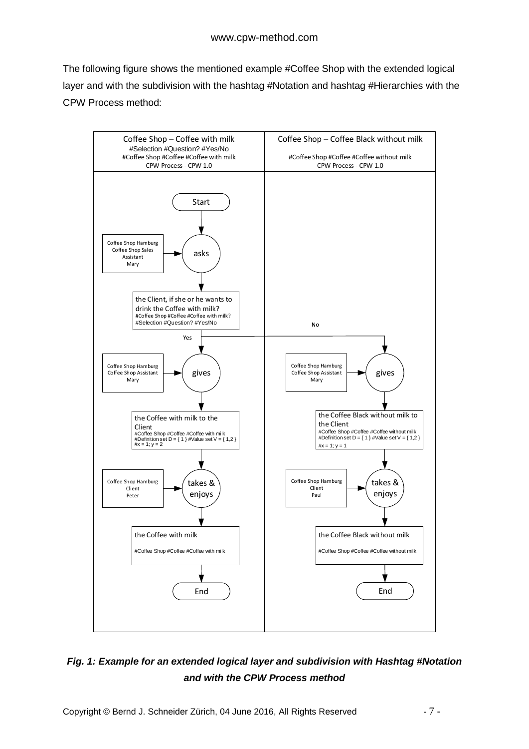The following figure shows the mentioned example #Coffee Shop with the extended logical layer and with the subdivision with the hashtag #Notation and hashtag #Hierarchies with the CPW Process method:

| Coffee Shop – Coffee with milk<br>#Selection #Question? #Yes/No<br>#Coffee Shop #Coffee #Coffee with milk<br>CPW Process - CPW 1.0 | Coffee Shop – Coffee Black without milk<br>#Coffee Shop #Coffee #Coffee without milk<br>CPW Process - CPW 1.0 |
|---|---|
| Start | |
| Coffee Shop Hamburg / Coffee Shop Sales Assistant / Mary → asks | |
| the Client, if she or he wants to drink the Coffee with milk?<br>#Coffee Shop #Coffee #Coffee with milk?<br>#Selection #Question? #Yes/No | |
| Yes | No |
| Coffee Shop Hamburg / Coffee Shop Assistant / Mary → gives | Coffee Shop Hamburg / Coffee Shop Assistant / Mary → gives |
| the Coffee with milk to the Client<br>#Coffee Shop #Coffee #Coffee with milk<br>#Definition set D = { 1 } #Value set V = { 1,2 }<br>#x = 1; y = 2 | the Coffee Black without milk to the Client<br>#Coffee Shop #Coffee #Coffee without milk<br>#Definition set D = { 1 } #Value set V = { 1,2 }<br>#x = 1; y = 1 |
| Coffee Shop Hamburg / Client / Peter → takes & enjoys | Coffee Shop Hamburg / Client / Paul → takes & enjoys |
| the Coffee with milk<br>#Coffee Shop #Coffee #Coffee with milk | the Coffee Black without milk<br>#Coffee Shop #Coffee #Coffee without milk |
| End | End |

***Fig. 1: Example for an extended logical layer and subdivision with Hashtag #Notation and with the CPW Process method***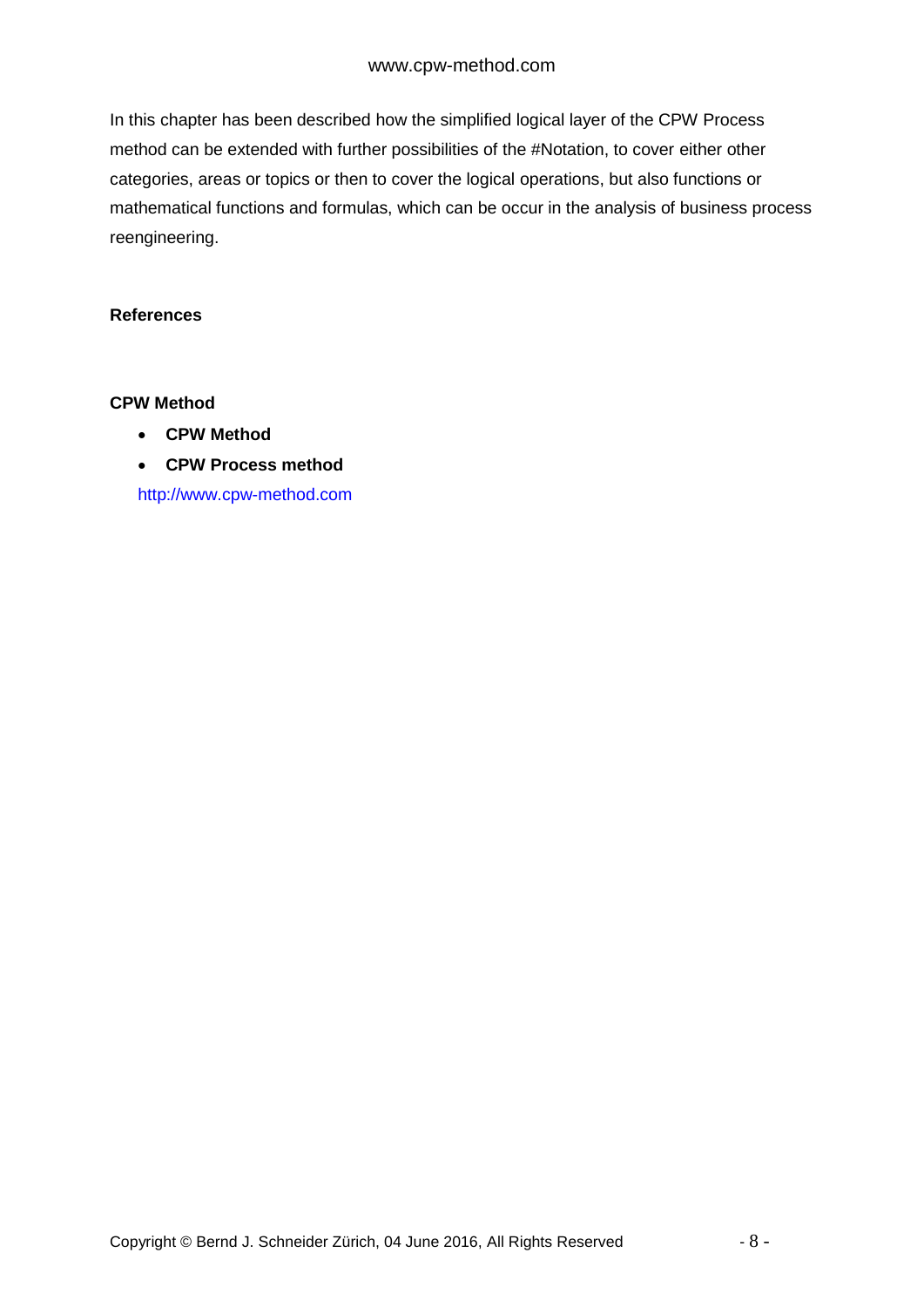In this chapter has been described how the simplified logical layer of the CPW Process method can be extended with further possibilities of the #Notation, to cover either other categories, areas or topics or then to cover the logical operations, but also functions or mathematical functions and formulas, which can be occur in the analysis of business process reengineering.

**References**

**CPW Method**

- **CPW Method**
- **CPW Process method**

http://www.cpw-method.com